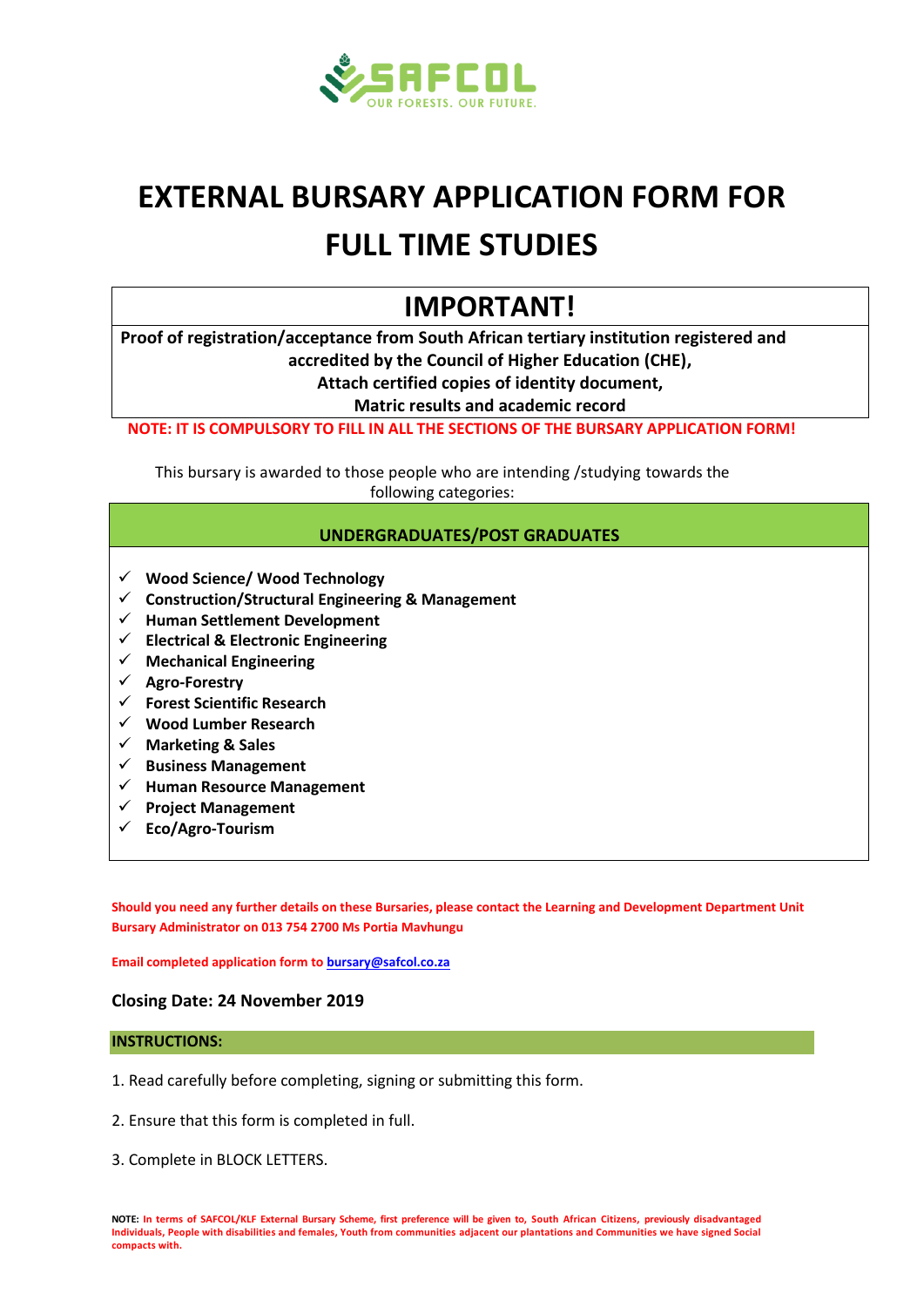SAFCOL

OUR FORESTS. OUR FUTURE.

# EXTERNAL BURSARY APPLICATION FORM FOR FULL TIME STUDIES

## IMPORTANT!

**Proof of registration/acceptance from South African tertiary institution registered and accredited by the Council of Higher Education (CHE),**
**Attach certified copies of identity document,**
**Matric results and academic record**

**NOTE: IT IS COMPULSORY TO FILL IN ALL THE SECTIONS OF THE BURSARY APPLICATION FORM!**

This bursary is awarded to those people who are intending /studying towards the following categories:

**UNDERGRADUATES/POST GRADUATES**

- ✓ **Wood Science/ Wood Technology**
- ✓ **Construction/Structural Engineering & Management**
- ✓ **Human Settlement Development**
- ✓ **Electrical & Electronic Engineering**
- ✓ **Mechanical Engineering**
- ✓ **Agro-Forestry**
- ✓ **Forest Scientific Research**
- ✓ **Wood Lumber Research**
- ✓ **Marketing & Sales**
- ✓ **Business Management**
- ✓ **Human Resource Management**
- ✓ **Project Management**
- ✓ **Eco/Agro-Tourism**

**Should you need any further details on these Bursaries, please contact the Learning and Development Department Unit Bursary Administrator on 013 754 2700 Ms Portia Mavhungu**

**Email completed application form to bursary@safcol.co.za**

**Closing Date: 24 November 2019**

**INSTRUCTIONS:**

1. Read carefully before completing, signing or submitting this form.

2. Ensure that this form is completed in full.

3. Complete in BLOCK LETTERS.

**NOTE: In terms of SAFCOL/KLF External Bursary Scheme, first preference will be given to, South African Citizens, previously disadvantaged Individuals, People with disabilities and females, Youth from communities adjacent our plantations and Communities we have signed Social compacts with.**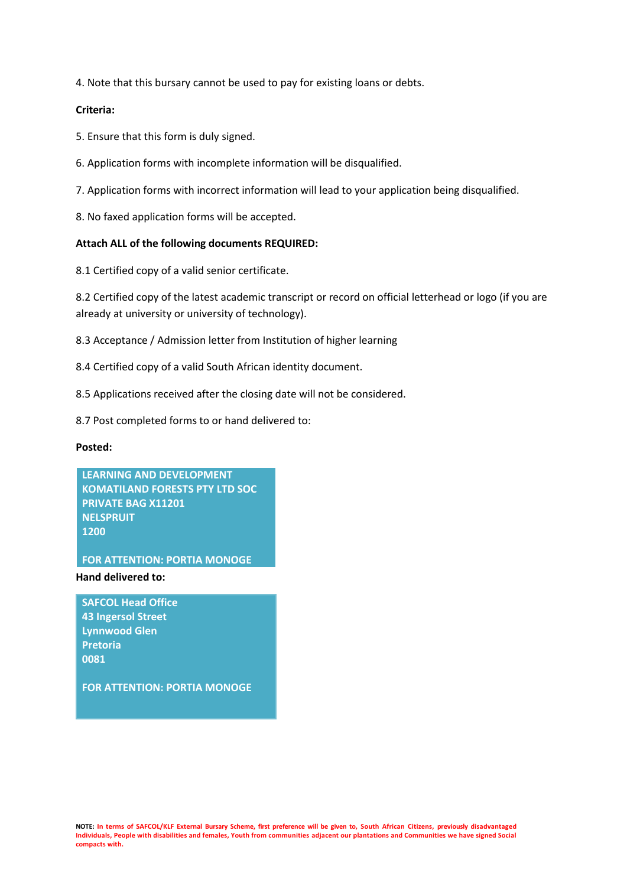4. Note that this bursary cannot be used to pay for existing loans or debts.

**Criteria:**

5. Ensure that this form is duly signed.

6. Application forms with incomplete information will be disqualified.

7. Application forms with incorrect information will lead to your application being disqualified.

8. No faxed application forms will be accepted.

**Attach ALL of the following documents REQUIRED:**

8.1 Certified copy of a valid senior certificate.

8.2 Certified copy of the latest academic transcript or record on official letterhead or logo (if you are already at university or university of technology).

8.3 Acceptance / Admission letter from Institution of higher learning

8.4 Certified copy of a valid South African identity document.

8.5 Applications received after the closing date will not be considered.

8.7 Post completed forms to or hand delivered to:

**Posted:**

**LEARNING AND DEVELOPMENT**
**KOMATILAND FORESTS PTY LTD SOC**
**PRIVATE BAG X11201**
**NELSPRUIT**
**1200**

**FOR ATTENTION: PORTIA MONOGE**

**Hand delivered to:**

**SAFCOL Head Office**
**43 Ingersol Street**
**Lynnwood Glen**
**Pretoria**
**0081**

**FOR ATTENTION: PORTIA MONOGE**

**NOTE: In terms of SAFCOL/KLF External Bursary Scheme, first preference will be given to, South African Citizens, previously disadvantaged Individuals, People with disabilities and females, Youth from communities adjacent our plantations and Communities we have signed Social compacts with.**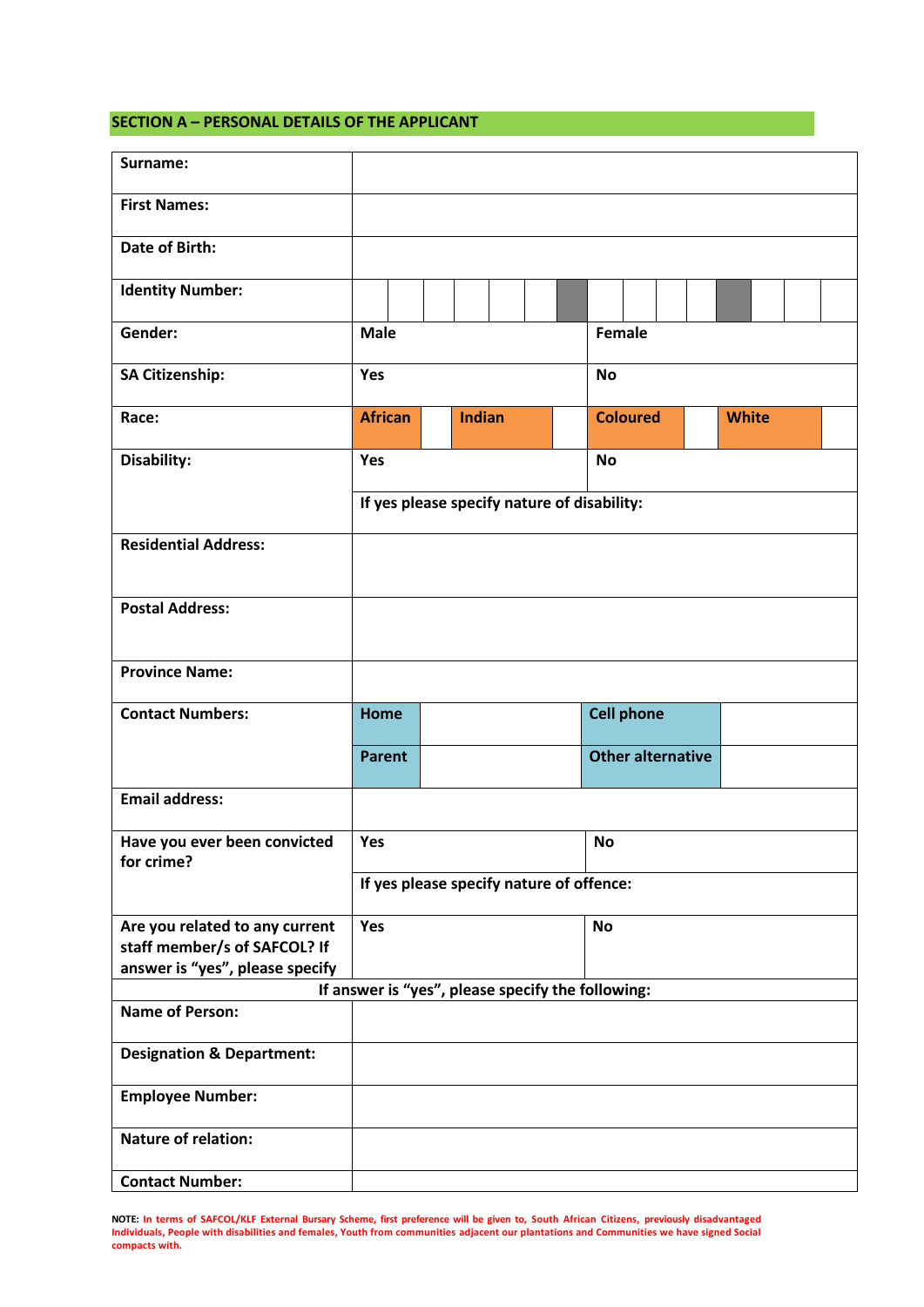## SECTION A – PERSONAL DETAILS OF THE APPLICANT

| | | | | | | | | | | | | | | | | | | | |
|---|---|---|---|---|---|---|---|---|---|---|---|---|---|---|---|---|---|---|---|
| **Surname:** | | | | | | | | | | | | | | | | | | | |
| **First Names:** | | | | | | | | | | | | | | | | | | | |
| **Date of Birth:** | | | | | | | | | | | | | | | | | | | |
| **Identity Number:** | | | | | | | | | | | | | | | | | | | |
| **Gender:** | **Male** | | | | | | | **Female** | | | | | | | | | | | |
| **SA Citizenship:** | **Yes** | | | | | | | **No** | | | | | | | | | | | |
| **Race:** | **African** | | **Indian** | | | | | **Coloured** | | | **White** | | | | | | | | |
| **Disability:** | **Yes** | | | | | | | **No** | | | | | | | | | | | |
| | **If yes please specify nature of disability:** | | | | | | | | | | | | | | | | | | |
| **Residential Address:** | | | | | | | | | | | | | | | | | | | |
| **Postal Address:** | | | | | | | | | | | | | | | | | | | |
| **Province Name:** | | | | | | | | | | | | | | | | | | | |
| **Contact Numbers:** | **Home** | | | | | | | **Cell phone** | | | | | | | | | | | |
| | **Parent** | | | | | | | **Other alternative** | | | | | | | | | | | |
| **Email address:** | | | | | | | | | | | | | | | | | | | |
| **Have you ever been convicted for crime?** | **Yes** | | | | | | | **No** | | | | | | | | | | | |
| | **If yes please specify nature of offence:** | | | | | | | | | | | | | | | | | | |
| **Are you related to any current staff member/s of SAFCOL? If answer is "yes", please specify** | **Yes** | | | | | | | **No** | | | | | | | | | | | |
| **If answer is "yes", please specify the following:** | | | | | | | | | | | | | | | | | | | |
| **Name of Person:** | | | | | | | | | | | | | | | | | | | |
| **Designation & Department:** | | | | | | | | | | | | | | | | | | | |
| **Employee Number:** | | | | | | | | | | | | | | | | | | | |
| **Nature of relation:** | | | | | | | | | | | | | | | | | | | |
| **Contact Number:** | | | | | | | | | | | | | | | | | | | |

**NOTE:** In terms of SAFCOL/KLF External Bursary Scheme, first preference will be given to, South African Citizens, previously disadvantaged Individuals, People with disabilities and females, Youth from communities adjacent our plantations and Communities we have signed Social compacts with.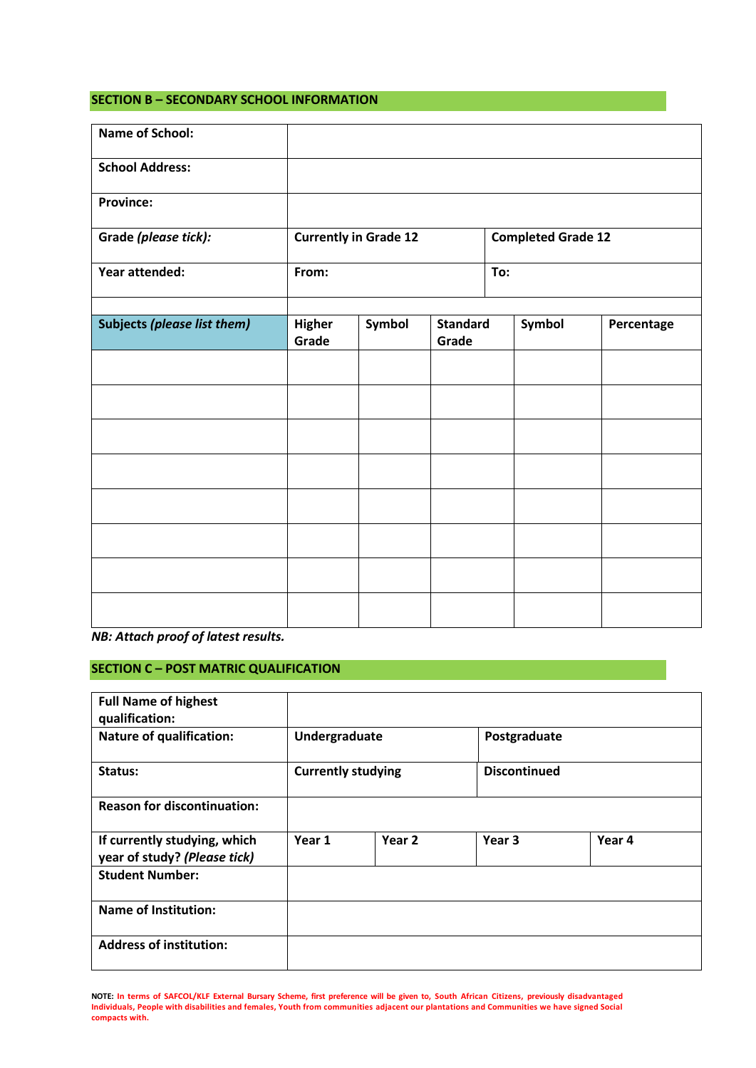## SECTION B – SECONDARY SCHOOL INFORMATION

| | | | | | |
|---|---|---|---|---|---|
| **Name of School:** | | | | | |
| **School Address:** | | | | | |
| **Province:** | | | | | |
| **Grade *(please tick)*:** | **Currently in Grade 12** | | **Completed Grade 12** | | |
| **Year attended:** | **From:** | | **To:** | | |
| | | | | | |
| **Subjects *(please list them)*** | **Higher Grade** | **Symbol** | **Standard Grade** | **Symbol** | **Percentage** |
| | | | | | |
| | | | | | |
| | | | | | |
| | | | | | |
| | | | | | |
| | | | | | |
| | | | | | |
| | | | | | |

***NB: Attach proof of latest results.***

## SECTION C – POST MATRIC QUALIFICATION

| | | | | |
|---|---|---|---|---|
| **Full Name of highest qualification:** | | | | |
| **Nature of qualification:** | **Undergraduate** | | **Postgraduate** | |
| **Status:** | **Currently studying** | | **Discontinued** | |
| **Reason for discontinuation:** | | | | |
| **If currently studying, which year of study? *(Please tick)*** | **Year 1** | **Year 2** | **Year 3** | **Year 4** |
| **Student Number:** | | | | |
| **Name of Institution:** | | | | |
| **Address of institution:** | | | | |

**NOTE: In terms of SAFCOL/KLF External Bursary Scheme, first preference will be given to, South African Citizens, previously disadvantaged Individuals, People with disabilities and females, Youth from communities adjacent our plantations and Communities we have signed Social compacts with.**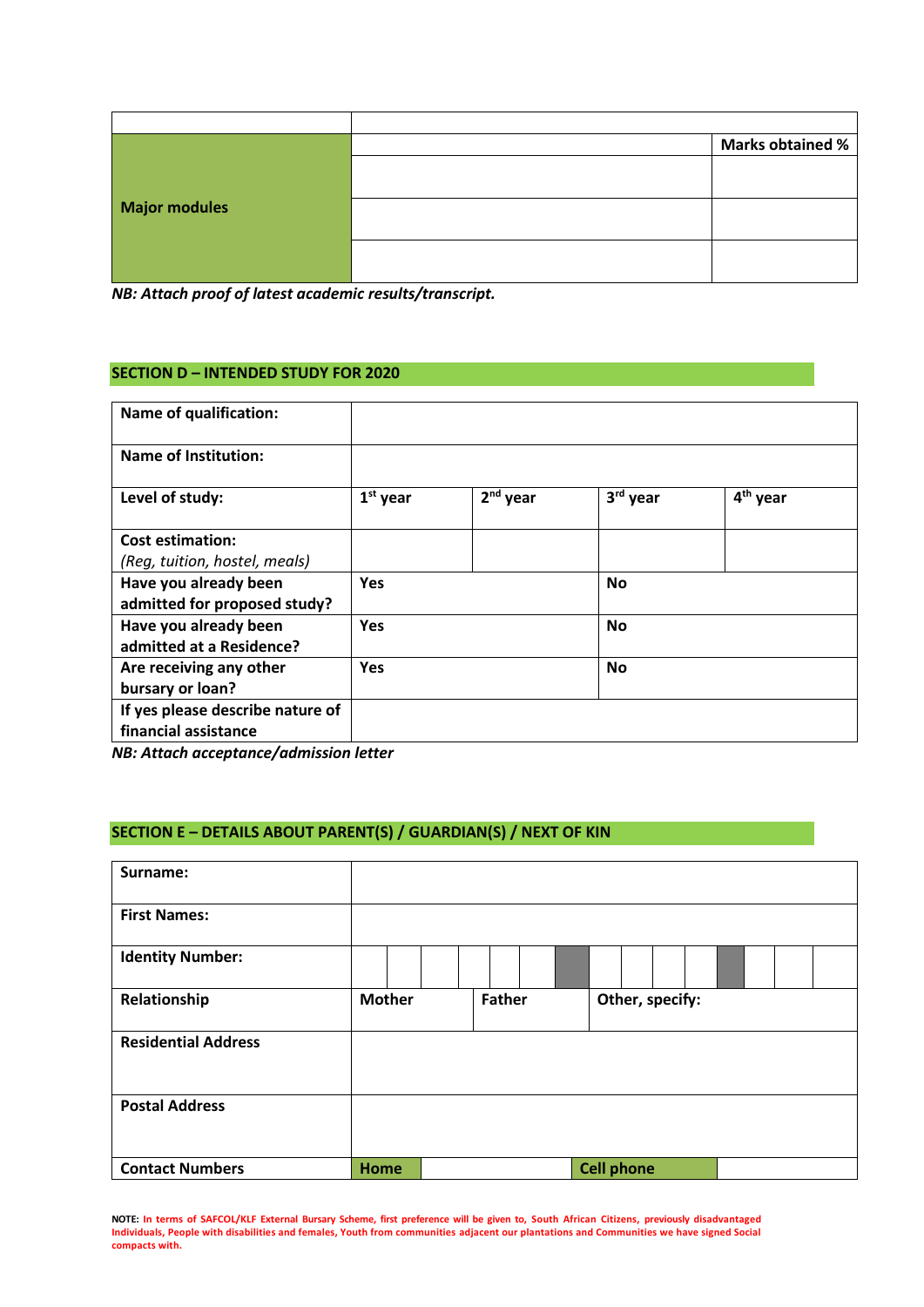| | | |
|---|---|---|
| **Major modules** | | **Marks obtained %** |
| | | |
| | | |
| | | |

***NB: Attach proof of latest academic results/transcript.***

## SECTION D – INTENDED STUDY FOR 2020

| | | | | |
|---|---|---|---|---|
| **Name of qualification:** | | | | |
| **Name of Institution:** | | | | |
| **Level of study:** | **1st year** | **2nd year** | **3rd year** | **4th year** |
| **Cost estimation:** *(Reg, tuition, hostel, meals)* | | | | |
| **Have you already been admitted for proposed study?** | **Yes** | | **No** | |
| **Have you already been admitted at a Residence?** | **Yes** | | **No** | |
| **Are receiving any other bursary or loan?** | **Yes** | | **No** | |
| **If yes please describe nature of financial assistance** | | | | |

***NB: Attach acceptance/admission letter***

## SECTION E – DETAILS ABOUT PARENT(S) / GUARDIAN(S) / NEXT OF KIN

| | | | | |
|---|---|---|---|---|
| **Surname:** | | | | |
| **First Names:** | | | | |
| **Identity Number:** | | | | |
| **Relationship** | **Mother** | **Father** | **Other, specify:** | |
| **Residential Address** | | | | |
| **Postal Address** | | | | |
| **Contact Numbers** | **Home** | | **Cell phone** | |

**NOTE:** In terms of SAFCOL/KLF External Bursary Scheme, first preference will be given to, South African Citizens, previously disadvantaged Individuals, People with disabilities and females, Youth from communities adjacent our plantations and Communities we have signed Social compacts with.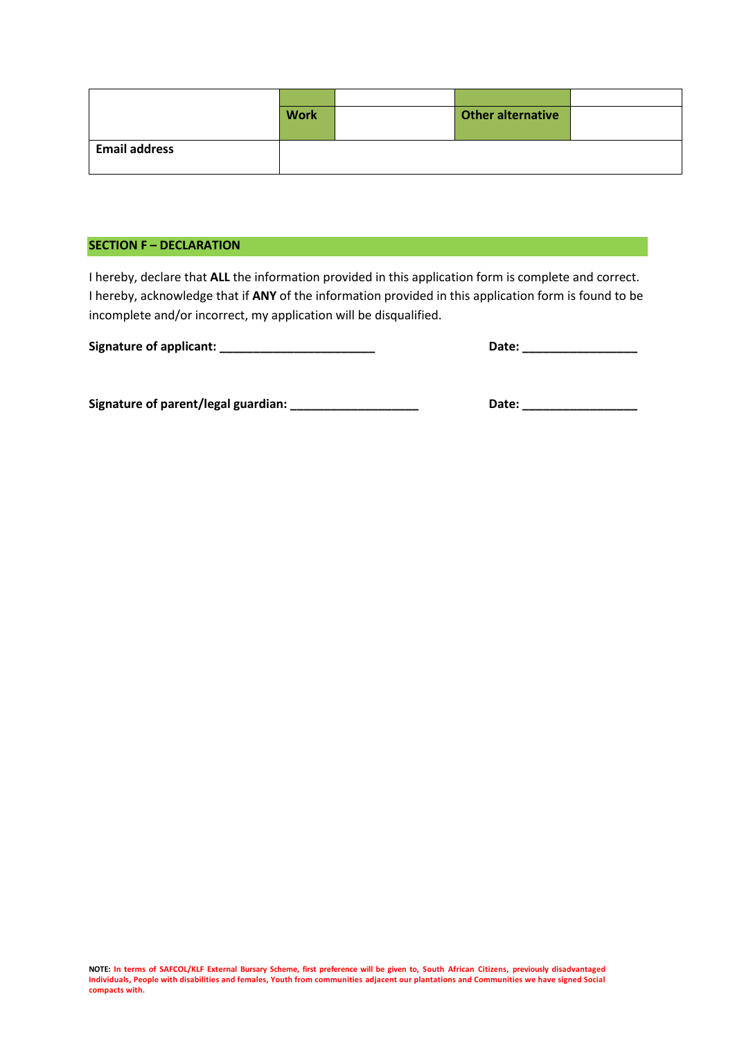| | | | | |
|---|---|---|---|---|
| | Work | | Other alternative | |
| **Email address** | | | | |

## SECTION F – DECLARATION

I hereby, declare that **ALL** the information provided in this application form is complete and correct. I hereby, acknowledge that if **ANY** of the information provided in this application form is found to be incomplete and/or incorrect, my application will be disqualified.

**Signature of applicant: ________________________** **Date: __________________**

**Signature of parent/legal guardian: ____________________** **Date: __________________**

**NOTE:** **In terms of SAFCOL/KLF External Bursary Scheme, first preference will be given to, South African Citizens, previously disadvantaged Individuals, People with disabilities and females, Youth from communities adjacent our plantations and Communities we have signed Social compacts with.**